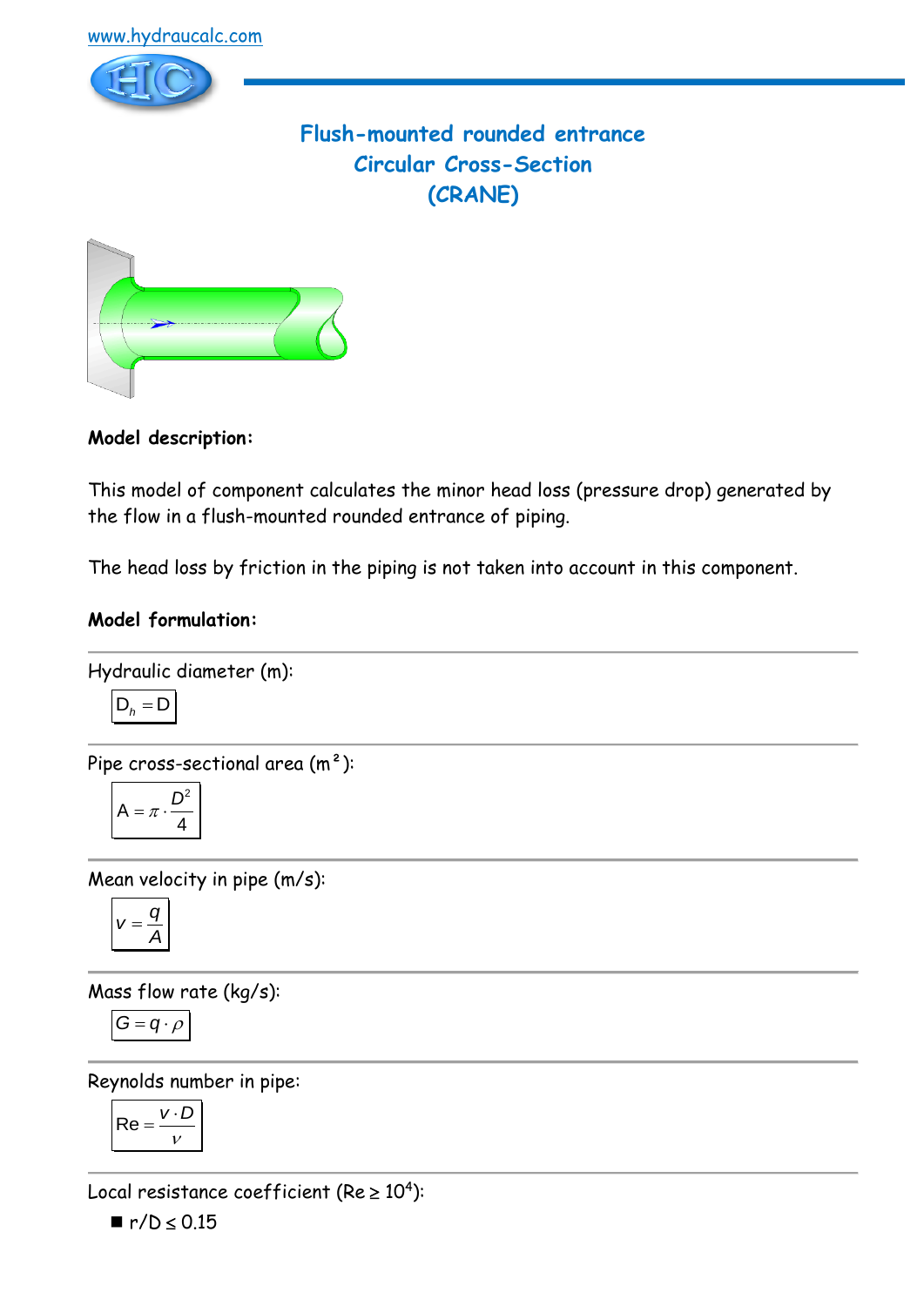www.hydraucalc.com

# Flush-mounted rounded entrance
# Circular Cross-Section
# (CRANE)

**Model description:**

This model of component calculates the minor head loss (pressure drop) generated by the flow in a flush-mounted rounded entrance of piping.

The head loss by friction in the piping is not taken into account in this component.

**Model formulation:**

Hydraulic diameter (m):

$$D_h = D$$

Pipe cross-sectional area (m²):

$$A = \pi \cdot \frac{D^2}{4}$$

Mean velocity in pipe (m/s):

$$v = \frac{q}{A}$$

Mass flow rate (kg/s):

$$G = q \cdot \rho$$

Reynolds number in pipe:

$$\mathrm{Re} = \frac{v \cdot D}{\nu}$$

Local resistance coefficient ($\mathrm{Re} \geq 10^4$):

- $r/D \leq 0.15$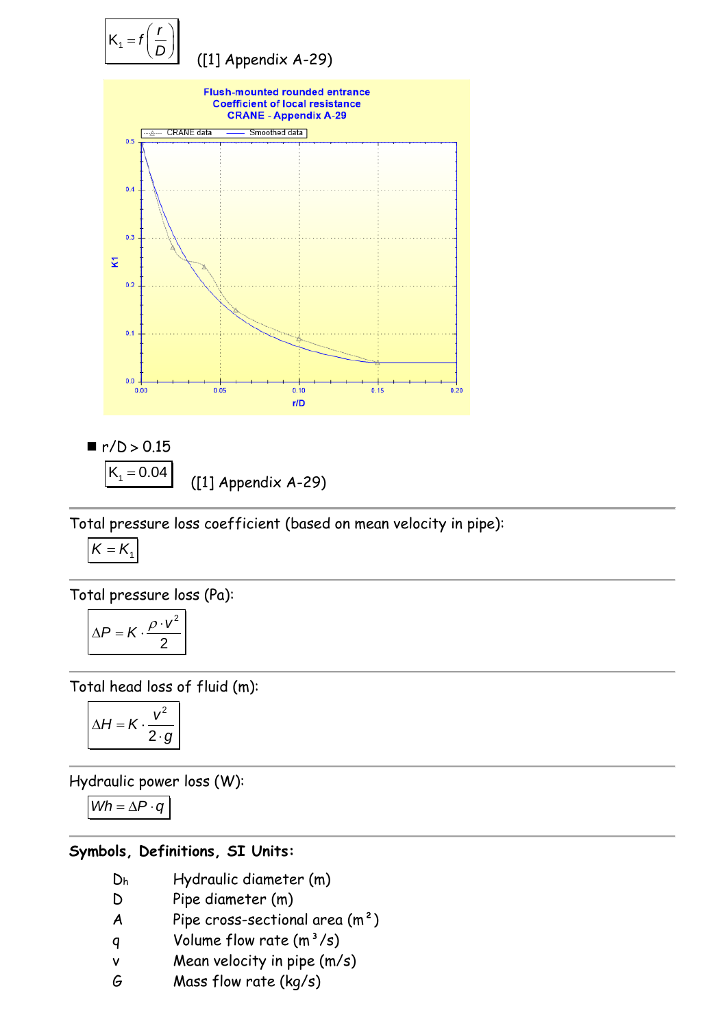$$K_1 = f\left(\frac{r}{D}\right)$$ ([1] Appendix A-29)

- $r/D > 0.15$

$$K_1 = 0.04$$ ([1] Appendix A-29)

---

Total pressure loss coefficient (based on mean velocity in pipe):

$$K = K_1$$

---

Total pressure loss (Pa):

$$\Delta P = K \cdot \frac{\rho \cdot v^2}{2}$$

---

Total head loss of fluid (m):

$$\Delta H = K \cdot \frac{v^2}{2 \cdot g}$$

---

Hydraulic power loss (W):

$$Wh = \Delta P \cdot q$$

---

**Symbols, Definitions, SI Units:**

| | |
|---|---|
| $D_h$ | Hydraulic diameter (m) |
| $D$ | Pipe diameter (m) |
| $A$ | Pipe cross-sectional area ($m^2$) |
| $q$ | Volume flow rate ($m^3/s$) |
| $v$ | Mean velocity in pipe (m/s) |
| $G$ | Mass flow rate (kg/s) |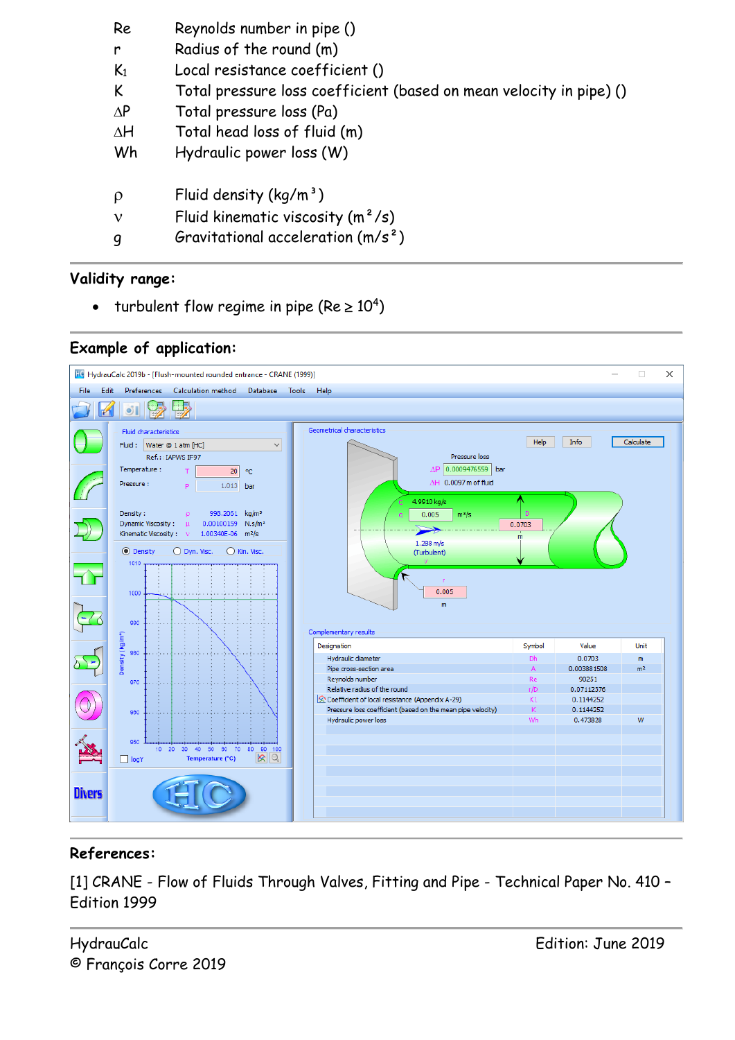| | |
|---|---|
| Re | Reynolds number in pipe () |
| r | Radius of the round (m) |
| $K_1$ | Local resistance coefficient () |
| K | Total pressure loss coefficient (based on mean velocity in pipe) () |
| ΔP | Total pressure loss (Pa) |
| ΔH | Total head loss of fluid (m) |
| Wh | Hydraulic power loss (W) |
| ρ | Fluid density (kg/m³) |
| ν | Fluid kinematic viscosity (m²/s) |
| g | Gravitational acceleration (m/s²) |

## Validity range:

- turbulent flow regime in pipe ($Re \geq 10^4$)

## Example of application:

HydrauCalc 2019b - [Flush-mounted rounded entrance - CRANE (1999)]

File Edit Preferences Calculation method Database Tools Help

Fluid characteristics
Fluid : Water @ 1 atm [HC]
Ref.: IAPWS IF97
Temperature : T 20 °C
Pressure : P 1.013 bar
Density : ρ 998.2061 kg/m³
Dynamic viscosity : μ 0.00100159 N.s/m²
Kinematic viscosity : ν 1.00340E-06 m²/s

Density Dyn. visc. Kin. visc.
Density (kg/m³)
1010
1000
990
980
970
960
950
10 20 30 40 50 60 70 80 90 100
Temperature (°C)
logY

Geometrical characteristics
Help Info Calculate
Pressure loss
ΔP 0.0009476559 bar
ΔH 0.0097 m of fluid
G 4.9910 kg/s
Q 0.005 m³/s
D 0.0703 m
1.288 m/s (Turbulent)
r 0.005 m

Complementary results

| Designation | Symbol | Value | Unit |
|---|---|---|---|
| Hydraulic diameter | Dh | 0.0703 | m |
| Pipe cross-section area | A | 0.003881508 | m² |
| Reynolds number | Re | 90251 | |
| Relative radius of the round | r/D | 0.07112376 | |
| Coefficient of local resistance (Appendix A-29) | K1 | 0.1144252 | |
| Pressure loss coefficient (based on the mean pipe velocity) | K | 0.1144252 | |
| Hydraulic power loss | Wh | 0.473828 | W |

## References:

[1] CRANE - Flow of Fluids Through Valves, Fitting and Pipe - Technical Paper No. 410 – Edition 1999

HydrauCalc
© François Corre 2019

Edition: June 2019